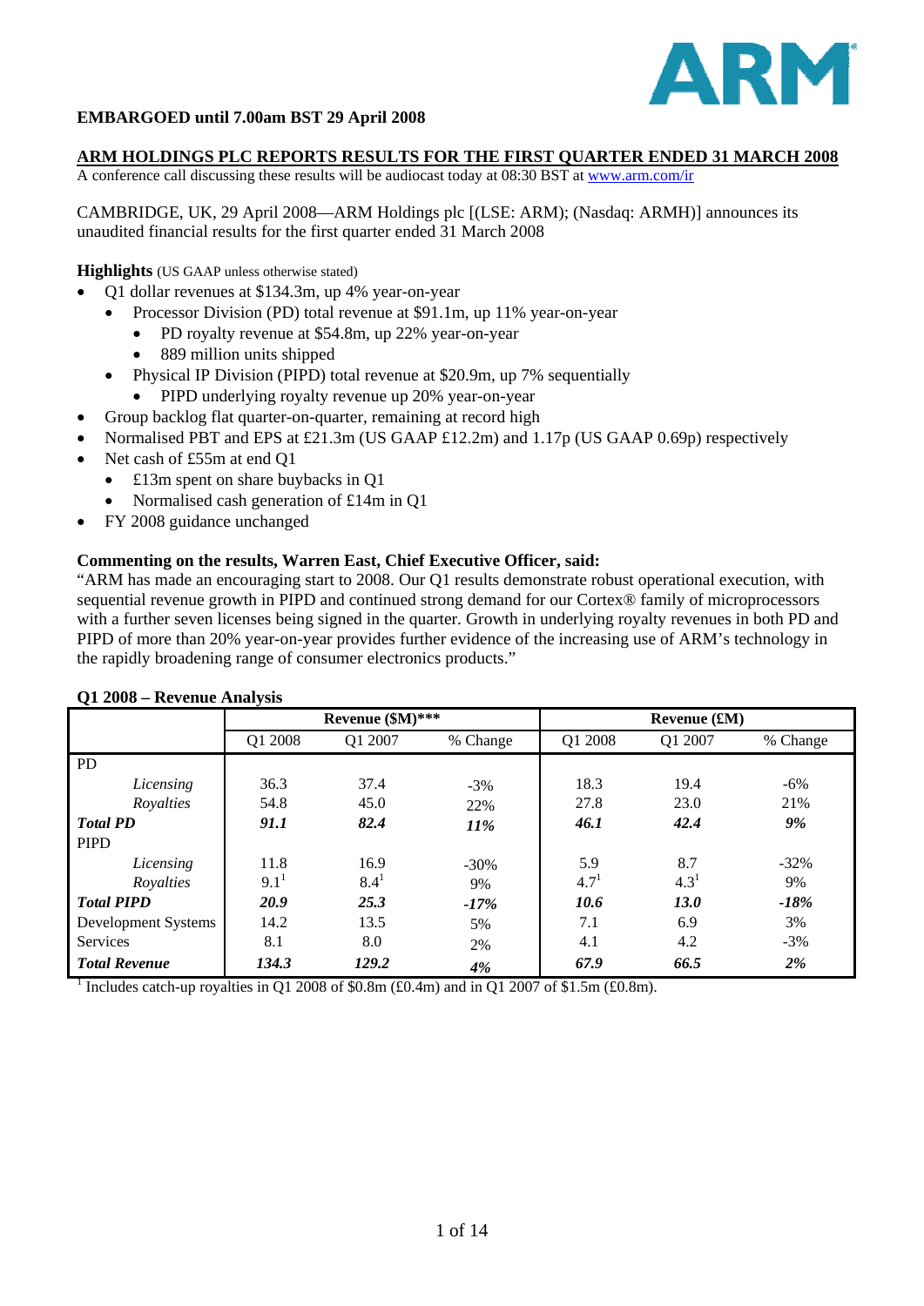ARM

**EMBARGOED until 7.00am BST 29 April 2008**

## ARM HOLDINGS PLC REPORTS RESULTS FOR THE FIRST QUARTER ENDED 31 MARCH 2008

A conference call discussing these results will be audiocast today at 08:30 BST at www.arm.com/ir

CAMBRIDGE, UK, 29 April 2008—ARM Holdings plc [(LSE: ARM); (Nasdaq: ARMH)] announces its unaudited financial results for the first quarter ended 31 March 2008

**Highlights** (US GAAP unless otherwise stated)

- Q1 dollar revenues at $134.3m, up 4% year-on-year
  - Processor Division (PD) total revenue at $91.1m, up 11% year-on-year
    - PD royalty revenue at $54.8m, up 22% year-on-year
    - 889 million units shipped
  - Physical IP Division (PIPD) total revenue at $20.9m, up 7% sequentially
    - PIPD underlying royalty revenue up 20% year-on-year
- Group backlog flat quarter-on-quarter, remaining at record high
- Normalised PBT and EPS at £21.3m (US GAAP £12.2m) and 1.17p (US GAAP 0.69p) respectively
- Net cash of £55m at end Q1
  - £13m spent on share buybacks in Q1
  - Normalised cash generation of £14m in Q1
- FY 2008 guidance unchanged

**Commenting on the results, Warren East, Chief Executive Officer, said:**

"ARM has made an encouraging start to 2008. Our Q1 results demonstrate robust operational execution, with sequential revenue growth in PIPD and continued strong demand for our Cortex® family of microprocessors with a further seven licenses being signed in the quarter. Growth in underlying royalty revenues in both PD and PIPD of more than 20% year-on-year provides further evidence of the increasing use of ARM's technology in the rapidly broadening range of consumer electronics products."

**Q1 2008 – Revenue Analysis**

| | Revenue ($M)*** | | | Revenue (£M) | | |
|---|---|---|---|---|---|---|
| | Q1 2008 | Q1 2007 | % Change | Q1 2008 | Q1 2007 | % Change |
| PD | | | | | | |
| *Licensing* | 36.3 | 37.4 | -3% | 18.3 | 19.4 | -6% |
| *Royalties* | 54.8 | 45.0 | 22% | 27.8 | 23.0 | 21% |
| ***Total PD*** | ***91.1*** | ***82.4*** | ***11%*** | ***46.1*** | ***42.4*** | ***9%*** |
| PIPD | | | | | | |
| *Licensing* | 11.8 | 16.9 | -30% | 5.9 | 8.7 | -32% |
| *Royalties* | 9.1[1] | 8.4[1] | 9% | 4.7[1] | 4.3[1] | 9% |
| ***Total PIPD*** | ***20.9*** | ***25.3*** | ***-17%*** | ***10.6*** | ***13.0*** | ***-18%*** |
| Development Systems | 14.2 | 13.5 | 5% | 7.1 | 6.9 | 3% |
| Services | 8.1 | 8.0 | 2% | 4.1 | 4.2 | -3% |
| ***Total Revenue*** | ***134.3*** | ***129.2*** | ***4%*** | ***67.9*** | ***66.5*** | ***2%*** |

[1] Includes catch-up royalties in Q1 2008 of $0.8m (£0.4m) and in Q1 2007 of $1.5m (£0.8m).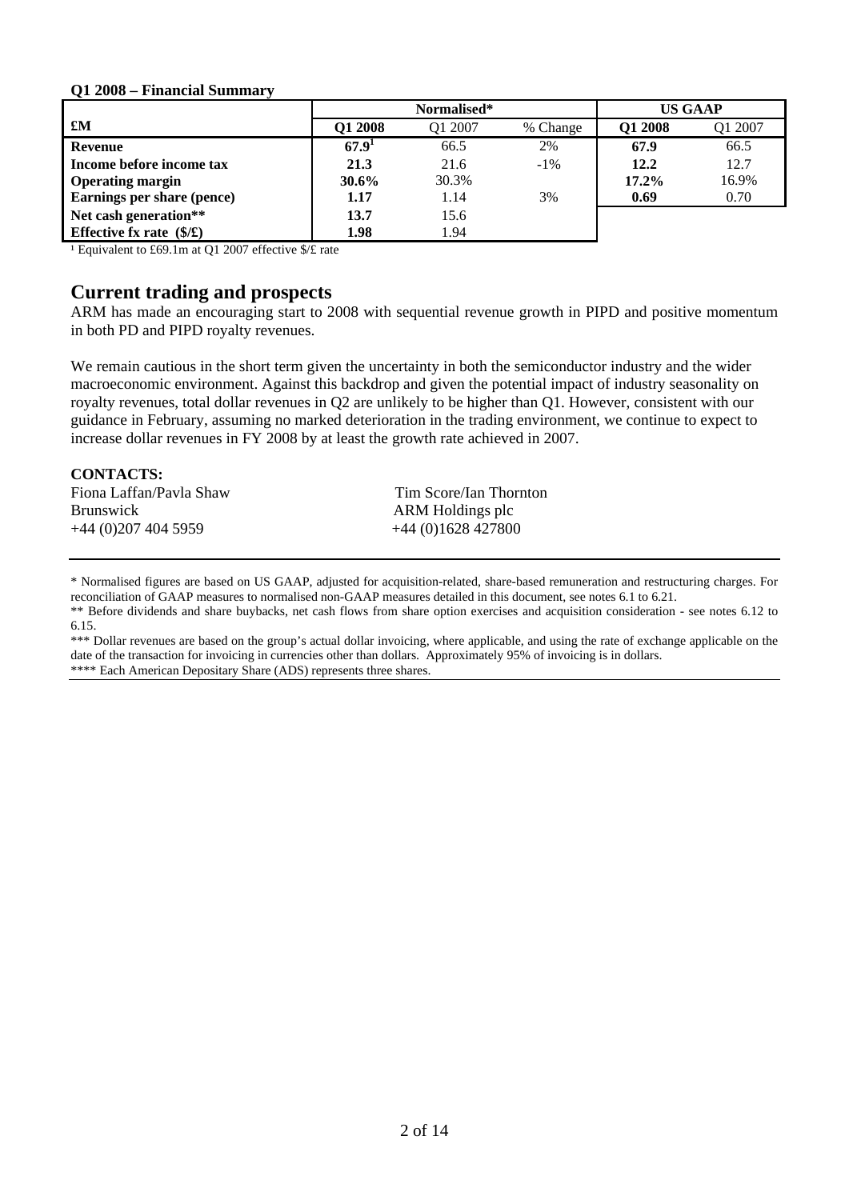**Q1 2008 – Financial Summary**

| £M | Normalised* | | | US GAAP | |
|---|---|---|---|---|---|
| | **Q1 2008** | Q1 2007 | % Change | **Q1 2008** | Q1 2007 |
| **Revenue** | **67.9**[1] | 66.5 | 2% | **67.9** | 66.5 |
| **Income before income tax** | **21.3** | 21.6 | -1% | **12.2** | 12.7 |
| **Operating margin** | **30.6%** | 30.3% | | **17.2%** | 16.9% |
| **Earnings per share (pence)** | **1.17** | 1.14 | 3% | **0.69** | 0.70 |
| **Net cash generation**** | **13.7** | 15.6 | | | |
| **Effective fx rate ($/£)** | **1.98** | 1.94 | | | |

[1] Equivalent to £69.1m at Q1 2007 effective $/£ rate

## Current trading and prospects

ARM has made an encouraging start to 2008 with sequential revenue growth in PIPD and positive momentum in both PD and PIPD royalty revenues.

We remain cautious in the short term given the uncertainty in both the semiconductor industry and the wider macroeconomic environment. Against this backdrop and given the potential impact of industry seasonality on royalty revenues, total dollar revenues in Q2 are unlikely to be higher than Q1. However, consistent with our guidance in February, assuming no marked deterioration in the trading environment, we continue to expect to increase dollar revenues in FY 2008 by at least the growth rate achieved in 2007.

**CONTACTS:**

| | |
|---|---|
| Fiona Laffan/Pavla Shaw | Tim Score/Ian Thornton |
| Brunswick | ARM Holdings plc |
| +44 (0)207 404 5959 | +44 (0)1628 427800 |

* Normalised figures are based on US GAAP, adjusted for acquisition-related, share-based remuneration and restructuring charges. For reconciliation of GAAP measures to normalised non-GAAP measures detailed in this document, see notes 6.1 to 6.21.

** Before dividends and share buybacks, net cash flows from share option exercises and acquisition consideration - see notes 6.12 to 6.15.

*** Dollar revenues are based on the group's actual dollar invoicing, where applicable, and using the rate of exchange applicable on the date of the transaction for invoicing in currencies other than dollars. Approximately 95% of invoicing is in dollars.

**** Each American Depositary Share (ADS) represents three shares.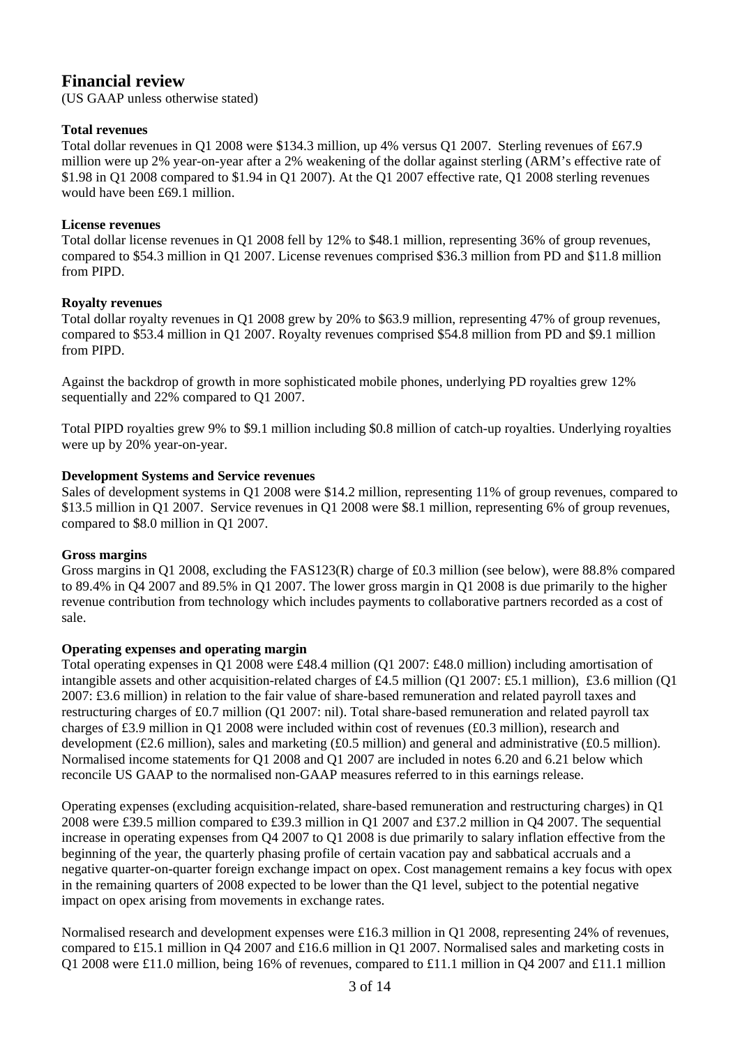# Financial review

(US GAAP unless otherwise stated)

**Total revenues**

Total dollar revenues in Q1 2008 were $134.3 million, up 4% versus Q1 2007. Sterling revenues of £67.9 million were up 2% year-on-year after a 2% weakening of the dollar against sterling (ARM's effective rate of $1.98 in Q1 2008 compared to $1.94 in Q1 2007). At the Q1 2007 effective rate, Q1 2008 sterling revenues would have been £69.1 million.

**License revenues**

Total dollar license revenues in Q1 2008 fell by 12% to $48.1 million, representing 36% of group revenues, compared to $54.3 million in Q1 2007. License revenues comprised $36.3 million from PD and $11.8 million from PIPD.

**Royalty revenues**

Total dollar royalty revenues in Q1 2008 grew by 20% to $63.9 million, representing 47% of group revenues, compared to $53.4 million in Q1 2007. Royalty revenues comprised $54.8 million from PD and $9.1 million from PIPD.

Against the backdrop of growth in more sophisticated mobile phones, underlying PD royalties grew 12% sequentially and 22% compared to Q1 2007.

Total PIPD royalties grew 9% to $9.1 million including $0.8 million of catch-up royalties. Underlying royalties were up by 20% year-on-year.

**Development Systems and Service revenues**

Sales of development systems in Q1 2008 were $14.2 million, representing 11% of group revenues, compared to $13.5 million in Q1 2007. Service revenues in Q1 2008 were $8.1 million, representing 6% of group revenues, compared to $8.0 million in Q1 2007.

**Gross margins**

Gross margins in Q1 2008, excluding the FAS123(R) charge of £0.3 million (see below), were 88.8% compared to 89.4% in Q4 2007 and 89.5% in Q1 2007. The lower gross margin in Q1 2008 is due primarily to the higher revenue contribution from technology which includes payments to collaborative partners recorded as a cost of sale.

**Operating expenses and operating margin**

Total operating expenses in Q1 2008 were £48.4 million (Q1 2007: £48.0 million) including amortisation of intangible assets and other acquisition-related charges of £4.5 million (Q1 2007: £5.1 million), £3.6 million (Q1 2007: £3.6 million) in relation to the fair value of share-based remuneration and related payroll taxes and restructuring charges of £0.7 million (Q1 2007: nil). Total share-based remuneration and related payroll tax charges of £3.9 million in Q1 2008 were included within cost of revenues (£0.3 million), research and development (£2.6 million), sales and marketing (£0.5 million) and general and administrative (£0.5 million). Normalised income statements for Q1 2008 and Q1 2007 are included in notes 6.20 and 6.21 below which reconcile US GAAP to the normalised non-GAAP measures referred to in this earnings release.

Operating expenses (excluding acquisition-related, share-based remuneration and restructuring charges) in Q1 2008 were £39.5 million compared to £39.3 million in Q1 2007 and £37.2 million in Q4 2007. The sequential increase in operating expenses from Q4 2007 to Q1 2008 is due primarily to salary inflation effective from the beginning of the year, the quarterly phasing profile of certain vacation pay and sabbatical accruals and a negative quarter-on-quarter foreign exchange impact on opex. Cost management remains a key focus with opex in the remaining quarters of 2008 expected to be lower than the Q1 level, subject to the potential negative impact on opex arising from movements in exchange rates.

Normalised research and development expenses were £16.3 million in Q1 2008, representing 24% of revenues, compared to £15.1 million in Q4 2007 and £16.6 million in Q1 2007. Normalised sales and marketing costs in Q1 2008 were £11.0 million, being 16% of revenues, compared to £11.1 million in Q4 2007 and £11.1 million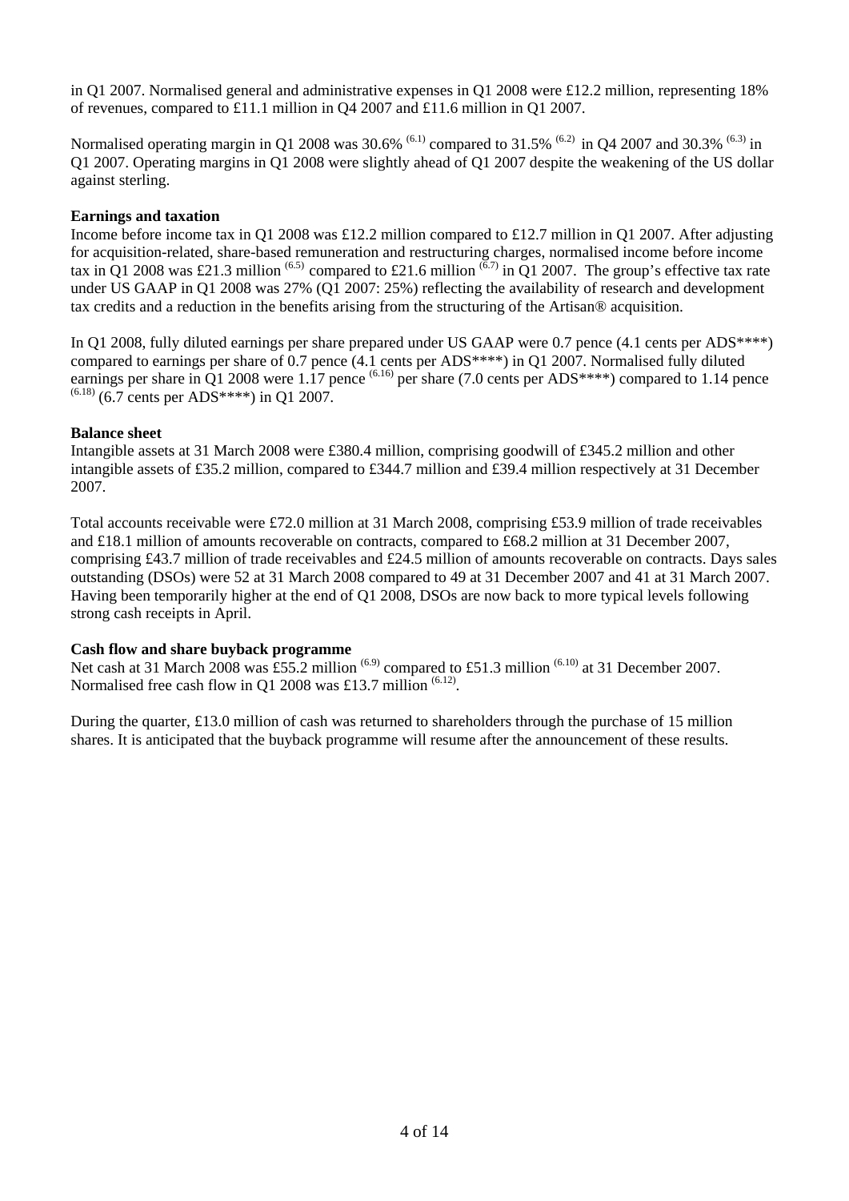in Q1 2007. Normalised general and administrative expenses in Q1 2008 were £12.2 million, representing 18% of revenues, compared to £11.1 million in Q4 2007 and £11.6 million in Q1 2007.

Normalised operating margin in Q1 2008 was 30.6% [(6.1)] compared to 31.5% [(6.2)] in Q4 2007 and 30.3% [(6.3)] in Q1 2007. Operating margins in Q1 2008 were slightly ahead of Q1 2007 despite the weakening of the US dollar against sterling.

**Earnings and taxation**

Income before income tax in Q1 2008 was £12.2 million compared to £12.7 million in Q1 2007. After adjusting for acquisition-related, share-based remuneration and restructuring charges, normalised income before income tax in Q1 2008 was £21.3 million [(6.5)] compared to £21.6 million [(6.7)] in Q1 2007. The group's effective tax rate under US GAAP in Q1 2008 was 27% (Q1 2007: 25%) reflecting the availability of research and development tax credits and a reduction in the benefits arising from the structuring of the Artisan® acquisition.

In Q1 2008, fully diluted earnings per share prepared under US GAAP were 0.7 pence (4.1 cents per ADS****) compared to earnings per share of 0.7 pence (4.1 cents per ADS****) in Q1 2007. Normalised fully diluted earnings per share in Q1 2008 were 1.17 pence [(6.16)] per share (7.0 cents per ADS****) compared to 1.14 pence [(6.18)] (6.7 cents per ADS****) in Q1 2007.

**Balance sheet**

Intangible assets at 31 March 2008 were £380.4 million, comprising goodwill of £345.2 million and other intangible assets of £35.2 million, compared to £344.7 million and £39.4 million respectively at 31 December 2007.

Total accounts receivable were £72.0 million at 31 March 2008, comprising £53.9 million of trade receivables and £18.1 million of amounts recoverable on contracts, compared to £68.2 million at 31 December 2007, comprising £43.7 million of trade receivables and £24.5 million of amounts recoverable on contracts. Days sales outstanding (DSOs) were 52 at 31 March 2008 compared to 49 at 31 December 2007 and 41 at 31 March 2007. Having been temporarily higher at the end of Q1 2008, DSOs are now back to more typical levels following strong cash receipts in April.

**Cash flow and share buyback programme**

Net cash at 31 March 2008 was £55.2 million [(6.9)] compared to £51.3 million [(6.10)] at 31 December 2007. Normalised free cash flow in Q1 2008 was £13.7 million [(6.12)].

During the quarter, £13.0 million of cash was returned to shareholders through the purchase of 15 million shares. It is anticipated that the buyback programme will resume after the announcement of these results.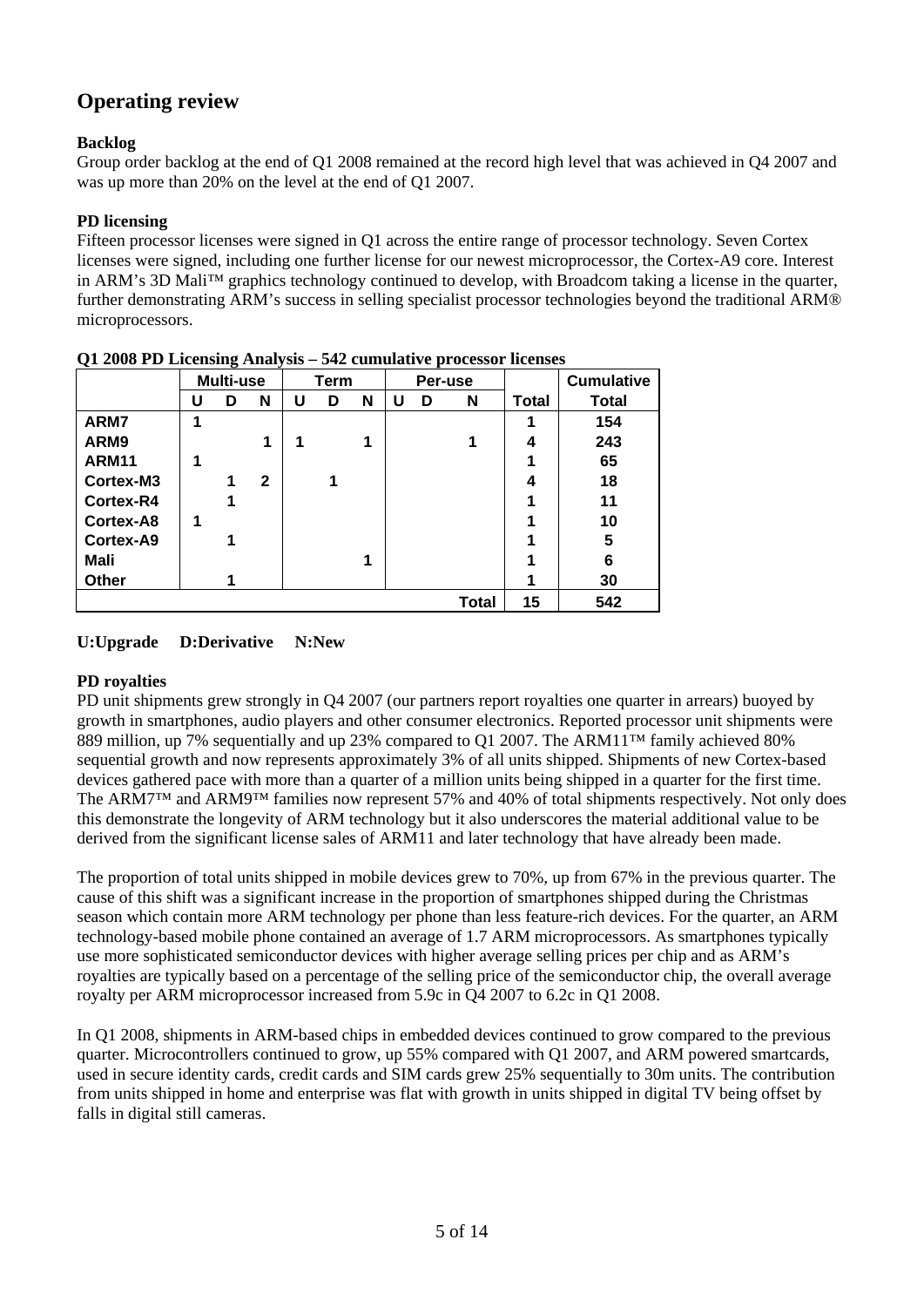# Operating review

**Backlog**

Group order backlog at the end of Q1 2008 remained at the record high level that was achieved in Q4 2007 and was up more than 20% on the level at the end of Q1 2007.

**PD licensing**

Fifteen processor licenses were signed in Q1 across the entire range of processor technology. Seven Cortex licenses were signed, including one further license for our newest microprocessor, the Cortex-A9 core. Interest in ARM's 3D Mali™ graphics technology continued to develop, with Broadcom taking a license in the quarter, further demonstrating ARM's success in selling specialist processor technologies beyond the traditional ARM® microprocessors.

**Q1 2008 PD Licensing Analysis – 542 cumulative processor licenses**

| | Multi-use | | | Term | | | Per-use | | | | Cumulative |
|---|---|---|---|---|---|---|---|---|---|---|---|
| | U | D | N | U | D | N | U | D | N | Total | Total |
| **ARM7** | 1 | | | | | | | | | 1 | 154 |
| **ARM9** | | | 1 | 1 | | 1 | | | 1 | 4 | 243 |
| **ARM11** | 1 | | | | | | | | | 1 | 65 |
| **Cortex-M3** | | 1 | 2 | | 1 | | | | | 4 | 18 |
| **Cortex-R4** | | 1 | | | | | | | | 1 | 11 |
| **Cortex-A8** | 1 | | | | | | | | | 1 | 10 |
| **Cortex-A9** | | 1 | | | | | | | | 1 | 5 |
| **Mali** | | | | | | 1 | | | | 1 | 6 |
| **Other** | | 1 | | | | | | | | 1 | 30 |
| | | | | | | | | | **Total** | 15 | 542 |

**U:Upgrade D:Derivative N:New**

**PD royalties**

PD unit shipments grew strongly in Q4 2007 (our partners report royalties one quarter in arrears) buoyed by growth in smartphones, audio players and other consumer electronics. Reported processor unit shipments were 889 million, up 7% sequentially and up 23% compared to Q1 2007. The ARM11™ family achieved 80% sequential growth and now represents approximately 3% of all units shipped. Shipments of new Cortex-based devices gathered pace with more than a quarter of a million units being shipped in a quarter for the first time. The ARM7™ and ARM9™ families now represent 57% and 40% of total shipments respectively. Not only does this demonstrate the longevity of ARM technology but it also underscores the material additional value to be derived from the significant license sales of ARM11 and later technology that have already been made.

The proportion of total units shipped in mobile devices grew to 70%, up from 67% in the previous quarter. The cause of this shift was a significant increase in the proportion of smartphones shipped during the Christmas season which contain more ARM technology per phone than less feature-rich devices. For the quarter, an ARM technology-based mobile phone contained an average of 1.7 ARM microprocessors. As smartphones typically use more sophisticated semiconductor devices with higher average selling prices per chip and as ARM's royalties are typically based on a percentage of the selling price of the semiconductor chip, the overall average royalty per ARM microprocessor increased from 5.9c in Q4 2007 to 6.2c in Q1 2008.

In Q1 2008, shipments in ARM-based chips in embedded devices continued to grow compared to the previous quarter. Microcontrollers continued to grow, up 55% compared with Q1 2007, and ARM powered smartcards, used in secure identity cards, credit cards and SIM cards grew 25% sequentially to 30m units. The contribution from units shipped in home and enterprise was flat with growth in units shipped in digital TV being offset by falls in digital still cameras.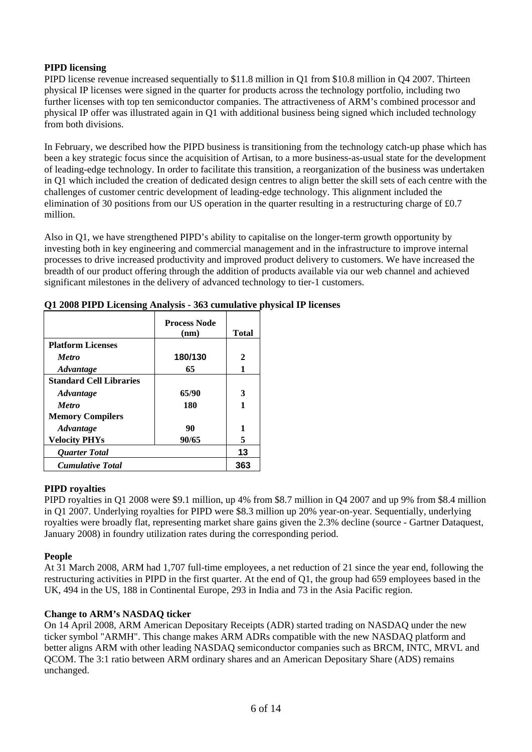**PIPD licensing**

PIPD license revenue increased sequentially to \$11.8 million in Q1 from \$10.8 million in Q4 2007. Thirteen physical IP licenses were signed in the quarter for products across the technology portfolio, including two further licenses with top ten semiconductor companies. The attractiveness of ARM's combined processor and physical IP offer was illustrated again in Q1 with additional business being signed which included technology from both divisions.

In February, we described how the PIPD business is transitioning from the technology catch-up phase which has been a key strategic focus since the acquisition of Artisan, to a more business-as-usual state for the development of leading-edge technology. In order to facilitate this transition, a reorganization of the business was undertaken in Q1 which included the creation of dedicated design centres to align better the skill sets of each centre with the challenges of customer centric development of leading-edge technology. This alignment included the elimination of 30 positions from our US operation in the quarter resulting in a restructuring charge of £0.7 million.

Also in Q1, we have strengthened PIPD's ability to capitalise on the longer-term growth opportunity by investing both in key engineering and commercial management and in the infrastructure to improve internal processes to drive increased productivity and improved product delivery to customers. We have increased the breadth of our product offering through the addition of products available via our web channel and achieved significant milestones in the delivery of advanced technology to tier-1 customers.

**Q1 2008 PIPD Licensing Analysis - 363 cumulative physical IP licenses**

| | Process Node (nm) | Total |
|---|---|---|
| **Platform Licenses** | | |
| *Metro* | 180/130 | 2 |
| *Advantage* | 65 | 1 |
| **Standard Cell Libraries** | | |
| *Advantage* | 65/90 | 3 |
| *Metro* | 180 | 1 |
| **Memory Compilers** | | |
| *Advantage* | 90 | 1 |
| **Velocity PHYs** | 90/65 | 5 |
| *Quarter Total* | | 13 |
| *Cumulative Total* | | 363 |

**PIPD royalties**

PIPD royalties in Q1 2008 were \$9.1 million, up 4% from \$8.7 million in Q4 2007 and up 9% from \$8.4 million in Q1 2007. Underlying royalties for PIPD were \$8.3 million up 20% year-on-year. Sequentially, underlying royalties were broadly flat, representing market share gains given the 2.3% decline (source - Gartner Dataquest, January 2008) in foundry utilization rates during the corresponding period.

**People**

At 31 March 2008, ARM had 1,707 full-time employees, a net reduction of 21 since the year end, following the restructuring activities in PIPD in the first quarter. At the end of Q1, the group had 659 employees based in the UK, 494 in the US, 188 in Continental Europe, 293 in India and 73 in the Asia Pacific region.

**Change to ARM's NASDAQ ticker**

On 14 April 2008, ARM American Depositary Receipts (ADR) started trading on NASDAQ under the new ticker symbol "ARMH". This change makes ARM ADRs compatible with the new NASDAQ platform and better aligns ARM with other leading NASDAQ semiconductor companies such as BRCM, INTC, MRVL and QCOM. The 3:1 ratio between ARM ordinary shares and an American Depositary Share (ADS) remains unchanged.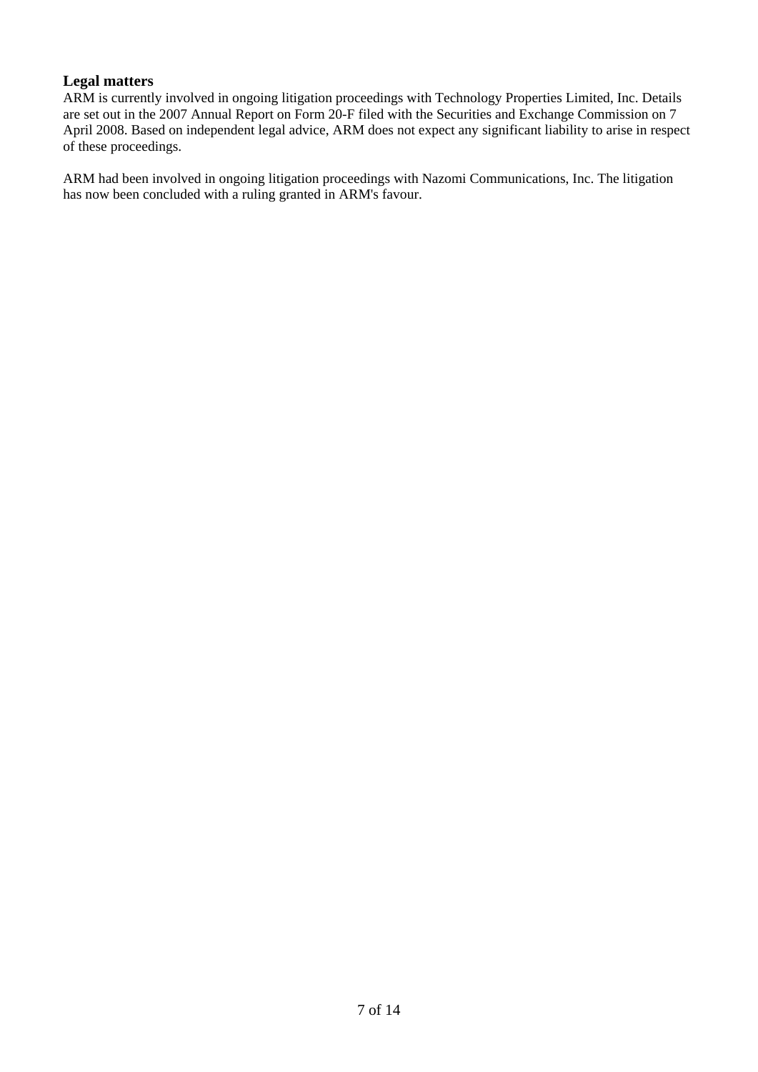## Legal matters

ARM is currently involved in ongoing litigation proceedings with Technology Properties Limited, Inc. Details are set out in the 2007 Annual Report on Form 20-F filed with the Securities and Exchange Commission on 7 April 2008. Based on independent legal advice, ARM does not expect any significant liability to arise in respect of these proceedings.

ARM had been involved in ongoing litigation proceedings with Nazomi Communications, Inc. The litigation has now been concluded with a ruling granted in ARM's favour.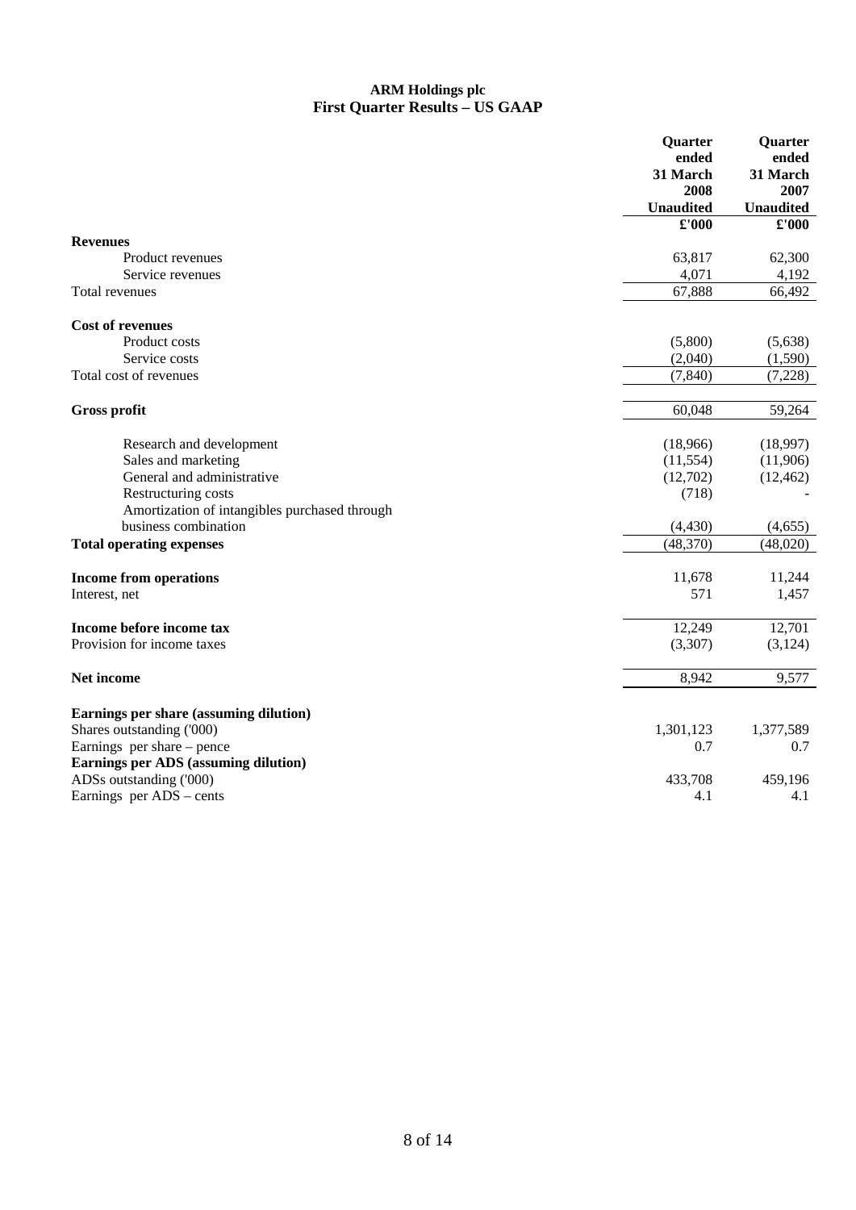**ARM Holdings plc**
**First Quarter Results – US GAAP**

| | Quarter ended 31 March 2008 Unaudited £'000 | Quarter ended 31 March 2007 Unaudited £'000 |
|---|---|---|
| **Revenues** | | |
| Product revenues | 63,817 | 62,300 |
| Service revenues | 4,071 | 4,192 |
| Total revenues | 67,888 | 66,492 |
| | | |
| **Cost of revenues** | | |
| Product costs | (5,800) | (5,638) |
| Service costs | (2,040) | (1,590) |
| Total cost of revenues | (7,840) | (7,228) |
| | | |
| **Gross profit** | 60,048 | 59,264 |
| | | |
| Research and development | (18,966) | (18,997) |
| Sales and marketing | (11,554) | (11,906) |
| General and administrative | (12,702) | (12,462) |
| Restructuring costs | (718) | - |
| Amortization of intangibles purchased through business combination | (4,430) | (4,655) |
| **Total operating expenses** | (48,370) | (48,020) |
| | | |
| **Income from operations** | 11,678 | 11,244 |
| Interest, net | 571 | 1,457 |
| | | |
| **Income before income tax** | 12,249 | 12,701 |
| Provision for income taxes | (3,307) | (3,124) |
| | | |
| **Net income** | 8,942 | 9,577 |
| | | |
| **Earnings per share (assuming dilution)** | | |
| Shares outstanding ('000) | 1,301,123 | 1,377,589 |
| Earnings per share – pence | 0.7 | 0.7 |
| **Earnings per ADS (assuming dilution)** | | |
| ADSs outstanding ('000) | 433,708 | 459,196 |
| Earnings per ADS – cents | 4.1 | 4.1 |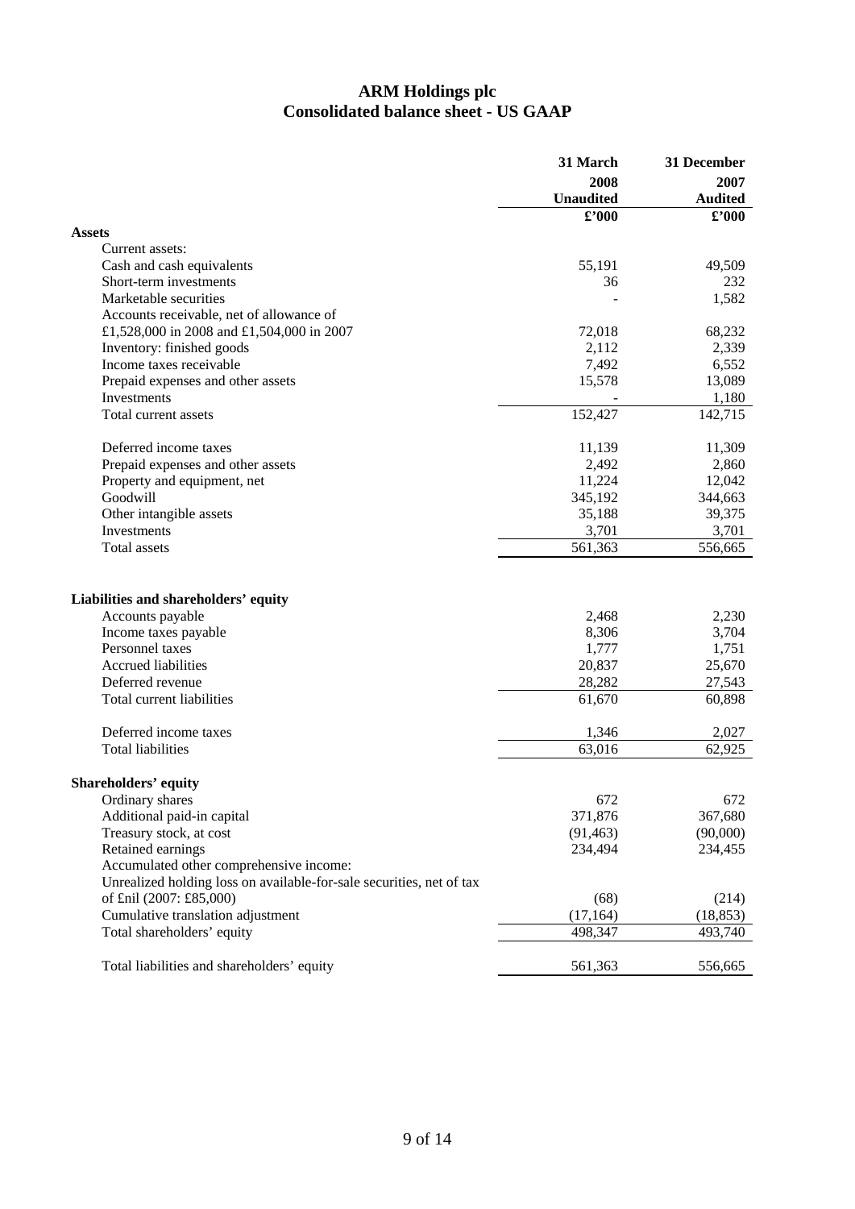# ARM Holdings plc
## Consolidated balance sheet - US GAAP

| | 31 March 2008 Unaudited £'000 | 31 December 2007 Audited £'000 |
|---|---|---|
| **Assets** | | |
| Current assets: | | |
| Cash and cash equivalents | 55,191 | 49,509 |
| Short-term investments | 36 | 232 |
| Marketable securities | - | 1,582 |
| Accounts receivable, net of allowance of £1,528,000 in 2008 and £1,504,000 in 2007 | 72,018 | 68,232 |
| Inventory: finished goods | 2,112 | 2,339 |
| Income taxes receivable | 7,492 | 6,552 |
| Prepaid expenses and other assets | 15,578 | 13,089 |
| Investments | - | 1,180 |
| Total current assets | 152,427 | 142,715 |
| | | |
| Deferred income taxes | 11,139 | 11,309 |
| Prepaid expenses and other assets | 2,492 | 2,860 |
| Property and equipment, net | 11,224 | 12,042 |
| Goodwill | 345,192 | 344,663 |
| Other intangible assets | 35,188 | 39,375 |
| Investments | 3,701 | 3,701 |
| Total assets | 561,363 | 556,665 |
| | | |
| **Liabilities and shareholders' equity** | | |
| Accounts payable | 2,468 | 2,230 |
| Income taxes payable | 8,306 | 3,704 |
| Personnel taxes | 1,777 | 1,751 |
| Accrued liabilities | 20,837 | 25,670 |
| Deferred revenue | 28,282 | 27,543 |
| Total current liabilities | 61,670 | 60,898 |
| | | |
| Deferred income taxes | 1,346 | 2,027 |
| Total liabilities | 63,016 | 62,925 |
| | | |
| **Shareholders' equity** | | |
| Ordinary shares | 672 | 672 |
| Additional paid-in capital | 371,876 | 367,680 |
| Treasury stock, at cost | (91,463) | (90,000) |
| Retained earnings | 234,494 | 234,455 |
| Accumulated other comprehensive income: | | |
| Unrealized holding loss on available-for-sale securities, net of tax of £nil (2007: £85,000) | (68) | (214) |
| Cumulative translation adjustment | (17,164) | (18,853) |
| Total shareholders' equity | 498,347 | 493,740 |
| | | |
| Total liabilities and shareholders' equity | 561,363 | 556,665 |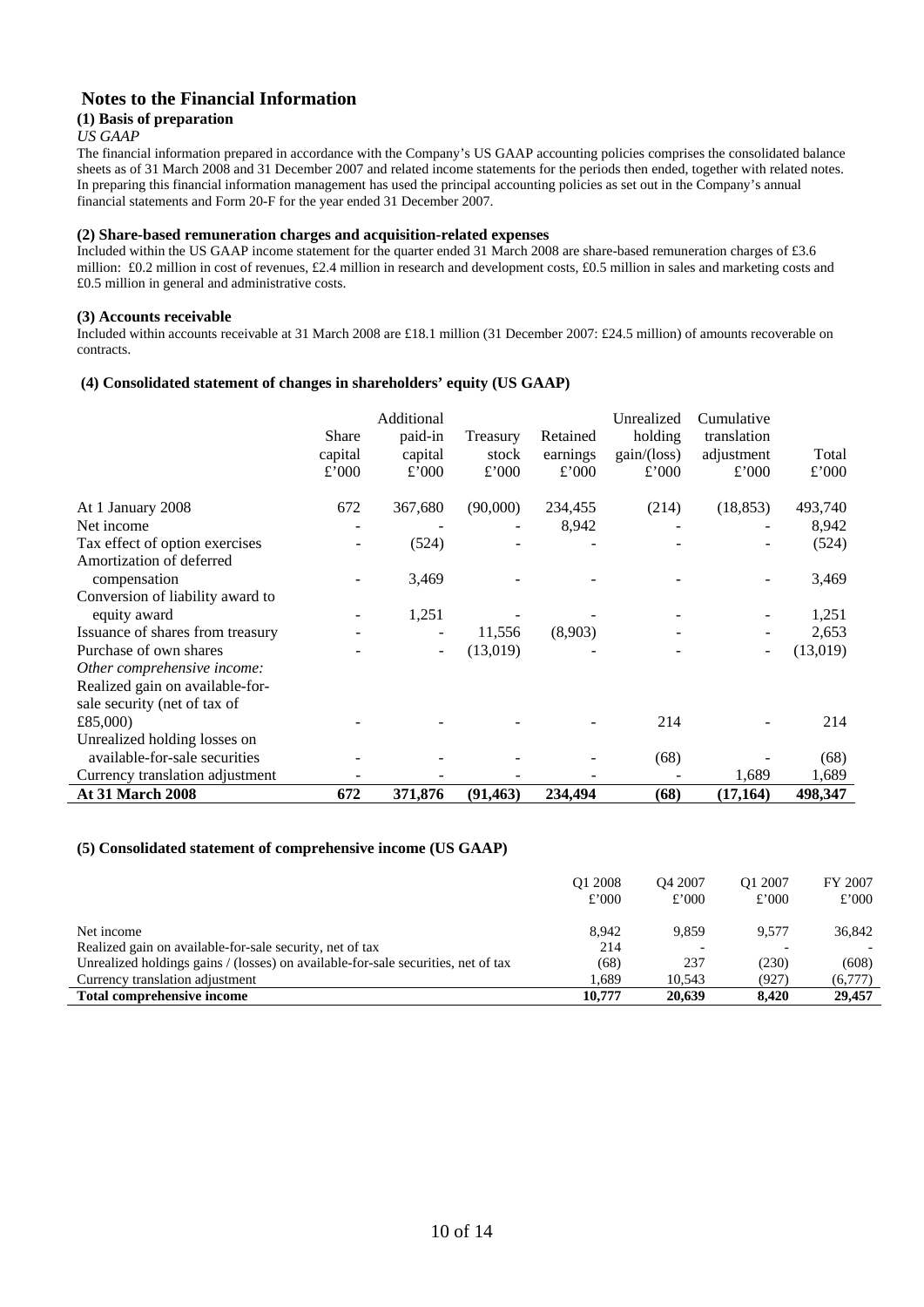## Notes to the Financial Information

### (1) Basis of preparation

*US GAAP*

The financial information prepared in accordance with the Company's US GAAP accounting policies comprises the consolidated balance sheets as of 31 March 2008 and 31 December 2007 and related income statements for the periods then ended, together with related notes. In preparing this financial information management has used the principal accounting policies as set out in the Company's annual financial statements and Form 20-F for the year ended 31 December 2007.

### (2) Share-based remuneration charges and acquisition-related expenses

Included within the US GAAP income statement for the quarter ended 31 March 2008 are share-based remuneration charges of £3.6 million: £0.2 million in cost of revenues, £2.4 million in research and development costs, £0.5 million in sales and marketing costs and £0.5 million in general and administrative costs.

### (3) Accounts receivable

Included within accounts receivable at 31 March 2008 are £18.1 million (31 December 2007: £24.5 million) of amounts recoverable on contracts.

### (4) Consolidated statement of changes in shareholders' equity (US GAAP)

| | Share capital £'000 | Additional paid-in capital £'000 | Treasury stock £'000 | Retained earnings £'000 | Unrealized holding gain/(loss) £'000 | Cumulative translation adjustment £'000 | Total £'000 |
|---|---|---|---|---|---|---|---|
| At 1 January 2008 | 672 | 367,680 | (90,000) | 234,455 | (214) | (18,853) | 493,740 |
| Net income | - | - | - | 8,942 | - | - | 8,942 |
| Tax effect of option exercises | - | (524) | - | - | - | - | (524) |
| Amortization of deferred compensation | - | 3,469 | - | - | - | - | 3,469 |
| Conversion of liability award to equity award | - | 1,251 | - | - | - | - | 1,251 |
| Issuance of shares from treasury | - | - | 11,556 | (8,903) | - | - | 2,653 |
| Purchase of own shares | - | - | (13,019) | - | - | - | (13,019) |
| *Other comprehensive income:* | | | | | | | |
| Realized gain on available-for-sale security (net of tax of £85,000) | - | - | - | - | 214 | - | 214 |
| Unrealized holding losses on available-for-sale securities | - | - | - | - | (68) | - | (68) |
| Currency translation adjustment | - | - | - | - | - | 1,689 | 1,689 |
| **At 31 March 2008** | **672** | **371,876** | **(91,463)** | **234,494** | **(68)** | **(17,164)** | **498,347** |

### (5) Consolidated statement of comprehensive income (US GAAP)

| | Q1 2008 £'000 | Q4 2007 £'000 | Q1 2007 £'000 | FY 2007 £'000 |
|---|---|---|---|---|
| Net income | 8,942 | 9,859 | 9,577 | 36,842 |
| Realized gain on available-for-sale security, net of tax | 214 | - | - | - |
| Unrealized holdings gains / (losses) on available-for-sale securities, net of tax | (68) | 237 | (230) | (608) |
| Currency translation adjustment | 1,689 | 10,543 | (927) | (6,777) |
| **Total comprehensive income** | **10,777** | **20,639** | **8,420** | **29,457** |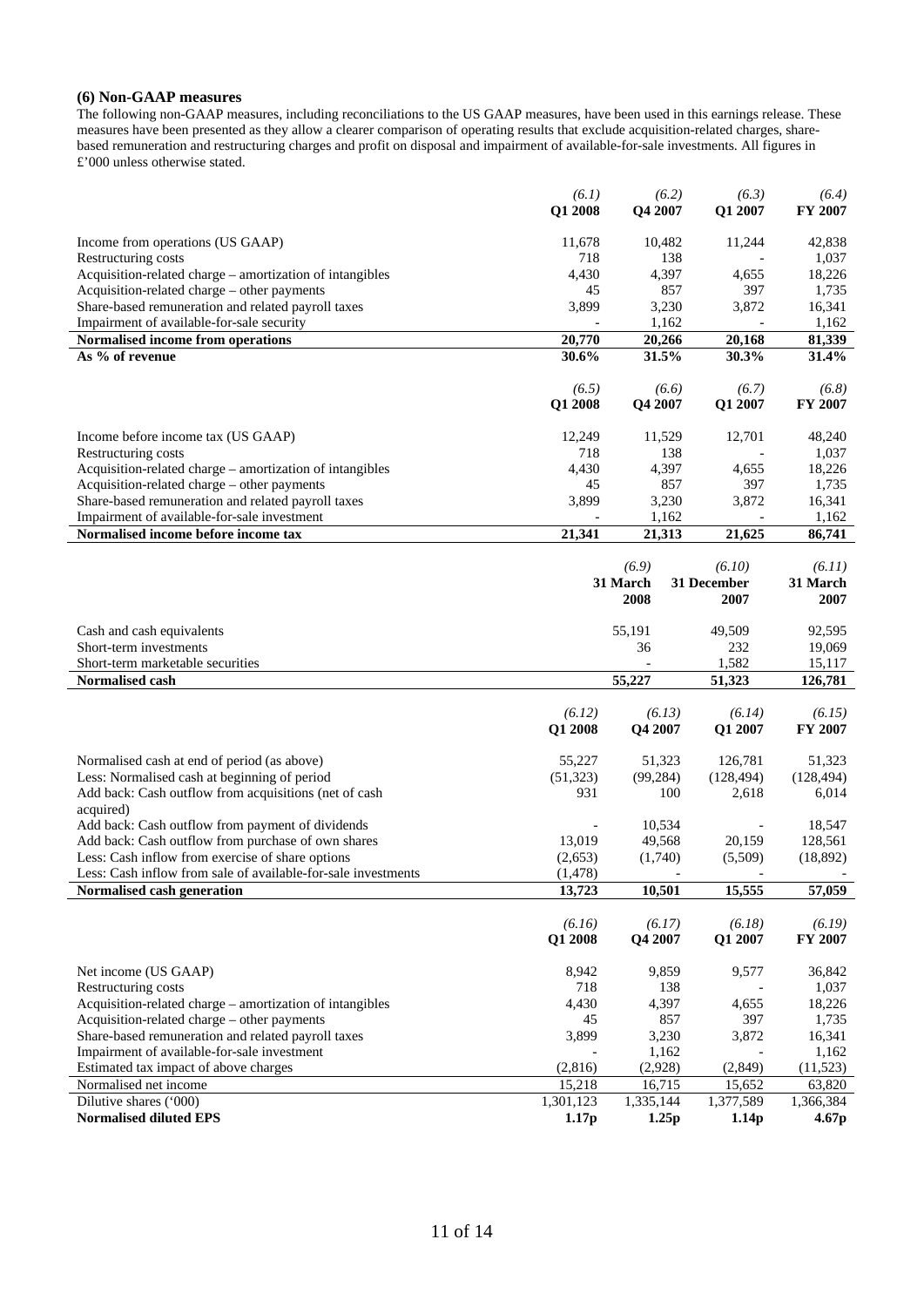### (6) Non-GAAP measures

The following non-GAAP measures, including reconciliations to the US GAAP measures, have been used in this earnings release. These measures have been presented as they allow a clearer comparison of operating results that exclude acquisition-related charges, share-based remuneration and restructuring charges and profit on disposal and impairment of available-for-sale investments. All figures in £'000 unless otherwise stated.

| | *(6.1)* Q1 2008 | *(6.2)* Q4 2007 | *(6.3)* Q1 2007 | *(6.4)* FY 2007 |
|---|---|---|---|---|
| Income from operations (US GAAP) | 11,678 | 10,482 | 11,244 | 42,838 |
| Restructuring costs | 718 | 138 | - | 1,037 |
| Acquisition-related charge – amortization of intangibles | 4,430 | 4,397 | 4,655 | 18,226 |
| Acquisition-related charge – other payments | 45 | 857 | 397 | 1,735 |
| Share-based remuneration and related payroll taxes | 3,899 | 3,230 | 3,872 | 16,341 |
| Impairment of available-for-sale security | - | 1,162 | - | 1,162 |
| **Normalised income from operations** | **20,770** | **20,266** | **20,168** | **81,339** |
| **As % of revenue** | **30.6%** | **31.5%** | **30.3%** | **31.4%** |

| | *(6.5)* Q1 2008 | *(6.6)* Q4 2007 | *(6.7)* Q1 2007 | *(6.8)* FY 2007 |
|---|---|---|---|---|
| Income before income tax (US GAAP) | 12,249 | 11,529 | 12,701 | 48,240 |
| Restructuring costs | 718 | 138 | - | 1,037 |
| Acquisition-related charge – amortization of intangibles | 4,430 | 4,397 | 4,655 | 18,226 |
| Acquisition-related charge – other payments | 45 | 857 | 397 | 1,735 |
| Share-based remuneration and related payroll taxes | 3,899 | 3,230 | 3,872 | 16,341 |
| Impairment of available-for-sale investment | - | 1,162 | - | 1,162 |
| **Normalised income before income tax** | **21,341** | **21,313** | **21,625** | **86,741** |

| | *(6.9)* 31 March 2008 | *(6.10)* 31 December 2007 | *(6.11)* 31 March 2007 |
|---|---|---|---|
| Cash and cash equivalents | 55,191 | 49,509 | 92,595 |
| Short-term investments | 36 | 232 | 19,069 |
| Short-term marketable securities | - | 1,582 | 15,117 |
| **Normalised cash** | **55,227** | **51,323** | **126,781** |

| | *(6.12)* Q1 2008 | *(6.13)* Q4 2007 | *(6.14)* Q1 2007 | *(6.15)* FY 2007 |
|---|---|---|---|---|
| Normalised cash at end of period (as above) | 55,227 | 51,323 | 126,781 | 51,323 |
| Less: Normalised cash at beginning of period | (51,323) | (99,284) | (128,494) | (128,494) |
| Add back: Cash outflow from acquisitions (net of cash acquired) | 931 | 100 | 2,618 | 6,014 |
| Add back: Cash outflow from payment of dividends | - | 10,534 | - | 18,547 |
| Add back: Cash outflow from purchase of own shares | 13,019 | 49,568 | 20,159 | 128,561 |
| Less: Cash inflow from exercise of share options | (2,653) | (1,740) | (5,509) | (18,892) |
| Less: Cash inflow from sale of available-for-sale investments | (1,478) | - | - | - |
| **Normalised cash generation** | **13,723** | **10,501** | **15,555** | **57,059** |

| | *(6.16)* Q1 2008 | *(6.17)* Q4 2007 | *(6.18)* Q1 2007 | *(6.19)* FY 2007 |
|---|---|---|---|---|
| Net income (US GAAP) | 8,942 | 9,859 | 9,577 | 36,842 |
| Restructuring costs | 718 | 138 | - | 1,037 |
| Acquisition-related charge – amortization of intangibles | 4,430 | 4,397 | 4,655 | 18,226 |
| Acquisition-related charge – other payments | 45 | 857 | 397 | 1,735 |
| Share-based remuneration and related payroll taxes | 3,899 | 3,230 | 3,872 | 16,341 |
| Impairment of available-for-sale investment | - | 1,162 | - | 1,162 |
| Estimated tax impact of above charges | (2,816) | (2,928) | (2,849) | (11,523) |
| Normalised net income | 15,218 | 16,715 | 15,652 | 63,820 |
| Dilutive shares ('000) | 1,301,123 | 1,335,144 | 1,377,589 | 1,366,384 |
| **Normalised diluted EPS** | **1.17p** | **1.25p** | **1.14p** | **4.67p** |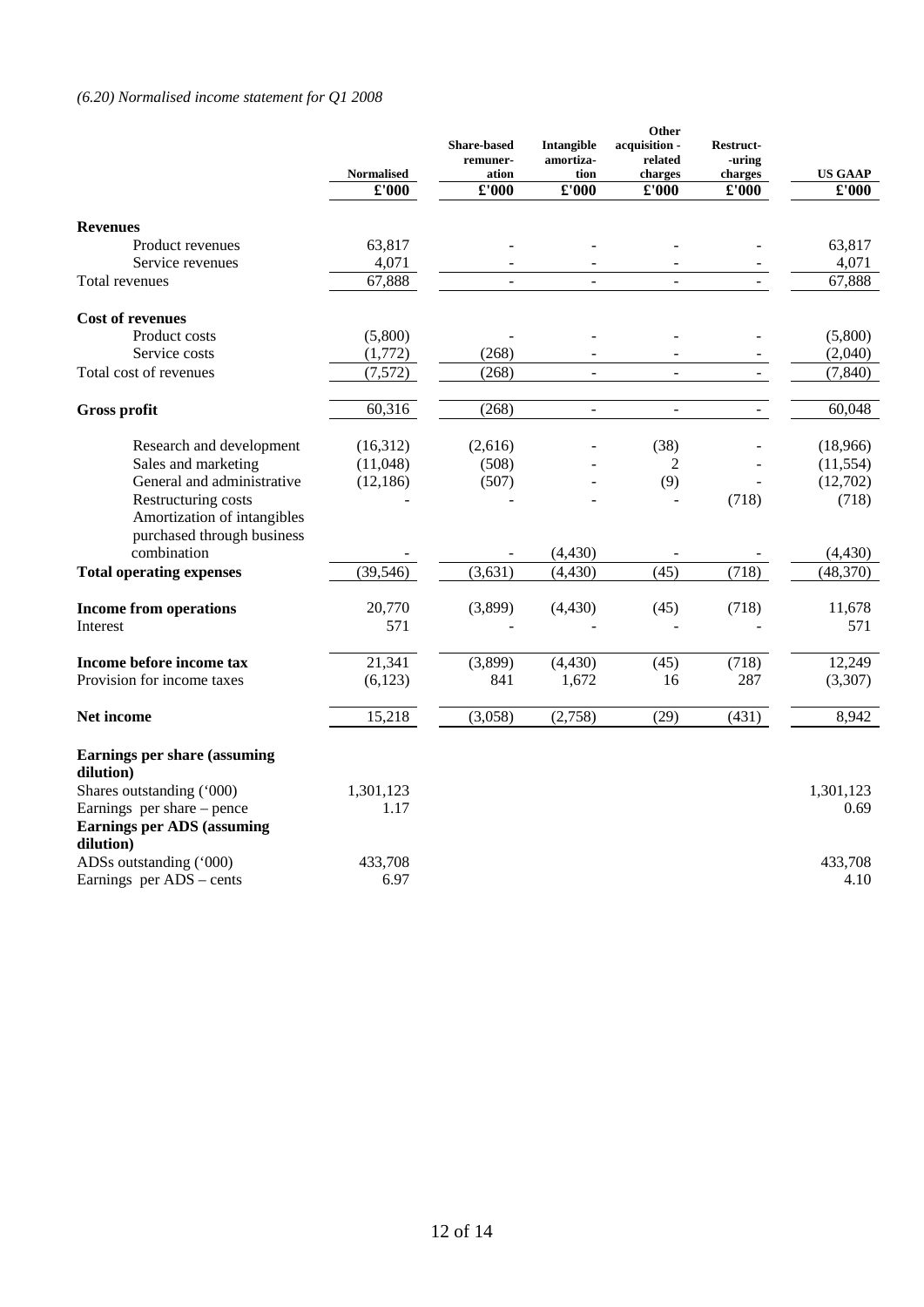*(6.20) Normalised income statement for Q1 2008*

| | Normalised | Share-based remuner-ation | Intangible amortiza-tion | Other acquisition - related charges | Restruct--uring charges | US GAAP |
|---|---|---|---|---|---|---|
| | £'000 | £'000 | £'000 | £'000 | £'000 | £'000 |
| **Revenues** | | | | | | |
| Product revenues | 63,817 | - | - | - | - | 63,817 |
| Service revenues | 4,071 | - | - | - | - | 4,071 |
| Total revenues | 67,888 | - | - | - | - | 67,888 |
| **Cost of revenues** | | | | | | |
| Product costs | (5,800) | - | - | - | - | (5,800) |
| Service costs | (1,772) | (268) | - | - | - | (2,040) |
| Total cost of revenues | (7,572) | (268) | - | - | - | (7,840) |
| **Gross profit** | 60,316 | (268) | - | - | - | 60,048 |
| Research and development | (16,312) | (2,616) | - | (38) | - | (18,966) |
| Sales and marketing | (11,048) | (508) | - | 2 | - | (11,554) |
| General and administrative | (12,186) | (507) | - | (9) | - | (12,702) |
| Restructuring costs | - | - | - | - | (718) | (718) |
| Amortization of intangibles purchased through business combination | - | - | (4,430) | - | - | (4,430) |
| **Total operating expenses** | (39,546) | (3,631) | (4,430) | (45) | (718) | (48,370) |
| **Income from operations** | 20,770 | (3,899) | (4,430) | (45) | (718) | 11,678 |
| Interest | 571 | - | - | - | - | 571 |
| **Income before income tax** | 21,341 | (3,899) | (4,430) | (45) | (718) | 12,249 |
| Provision for income taxes | (6,123) | 841 | 1,672 | 16 | 287 | (3,307) |
| **Net income** | 15,218 | (3,058) | (2,758) | (29) | (431) | 8,942 |
| **Earnings per share (assuming dilution)** | | | | | | |
| Shares outstanding ('000) | 1,301,123 | | | | | 1,301,123 |
| Earnings per share – pence | 1.17 | | | | | 0.69 |
| **Earnings per ADS (assuming dilution)** | | | | | | |
| ADSs outstanding ('000) | 433,708 | | | | | 433,708 |
| Earnings per ADS – cents | 6.97 | | | | | 4.10 |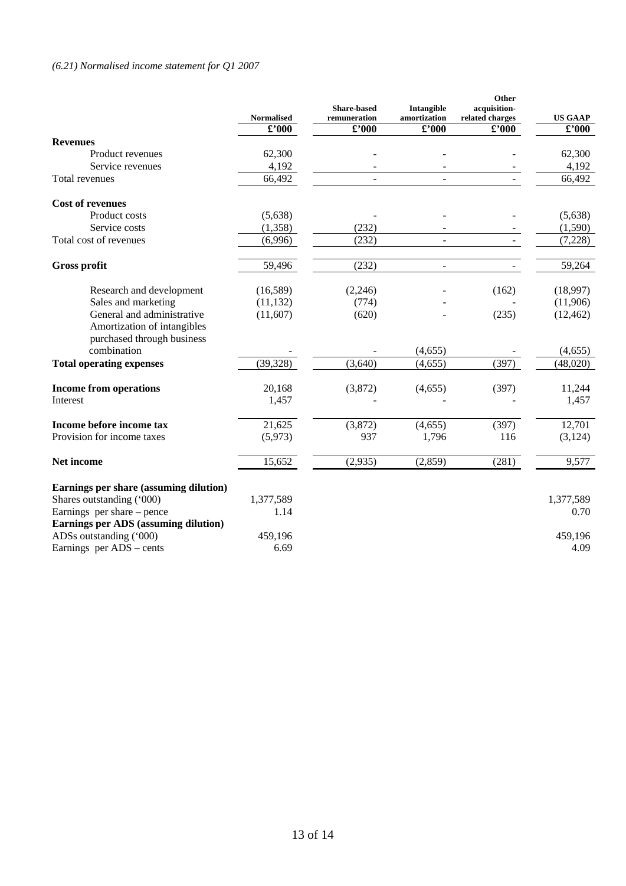*(6.21) Normalised income statement for Q1 2007*

| | Normalised | Share-based remuneration | Intangible amortization | Other acquisition-related charges | US GAAP |
|---|---|---|---|---|---|
| | £'000 | £'000 | £'000 | £'000 | £'000 |
| **Revenues** | | | | | |
| Product revenues | 62,300 | - | - | - | 62,300 |
| Service revenues | 4,192 | - | - | - | 4,192 |
| Total revenues | 66,492 | - | - | - | 66,492 |
| **Cost of revenues** | | | | | |
| Product costs | (5,638) | - | - | - | (5,638) |
| Service costs | (1,358) | (232) | - | - | (1,590) |
| Total cost of revenues | (6,996) | (232) | - | - | (7,228) |
| **Gross profit** | 59,496 | (232) | - | - | 59,264 |
| Research and development | (16,589) | (2,246) | - | (162) | (18,997) |
| Sales and marketing | (11,132) | (774) | - | - | (11,906) |
| General and administrative | (11,607) | (620) | - | (235) | (12,462) |
| Amortization of intangibles purchased through business combination | - | - | (4,655) | - | (4,655) |
| **Total operating expenses** | (39,328) | (3,640) | (4,655) | (397) | (48,020) |
| **Income from operations** | 20,168 | (3,872) | (4,655) | (397) | 11,244 |
| Interest | 1,457 | - | - | - | 1,457 |
| **Income before income tax** | 21,625 | (3,872) | (4,655) | (397) | 12,701 |
| Provision for income taxes | (5,973) | 937 | 1,796 | 116 | (3,124) |
| **Net income** | 15,652 | (2,935) | (2,859) | (281) | 9,577 |
| **Earnings per share (assuming dilution)** | | | | | |
| Shares outstanding ('000) | 1,377,589 | | | | 1,377,589 |
| Earnings per share – pence | 1.14 | | | | 0.70 |
| **Earnings per ADS (assuming dilution)** | | | | | |
| ADSs outstanding ('000) | 459,196 | | | | 459,196 |
| Earnings per ADS – cents | 6.69 | | | | 4.09 |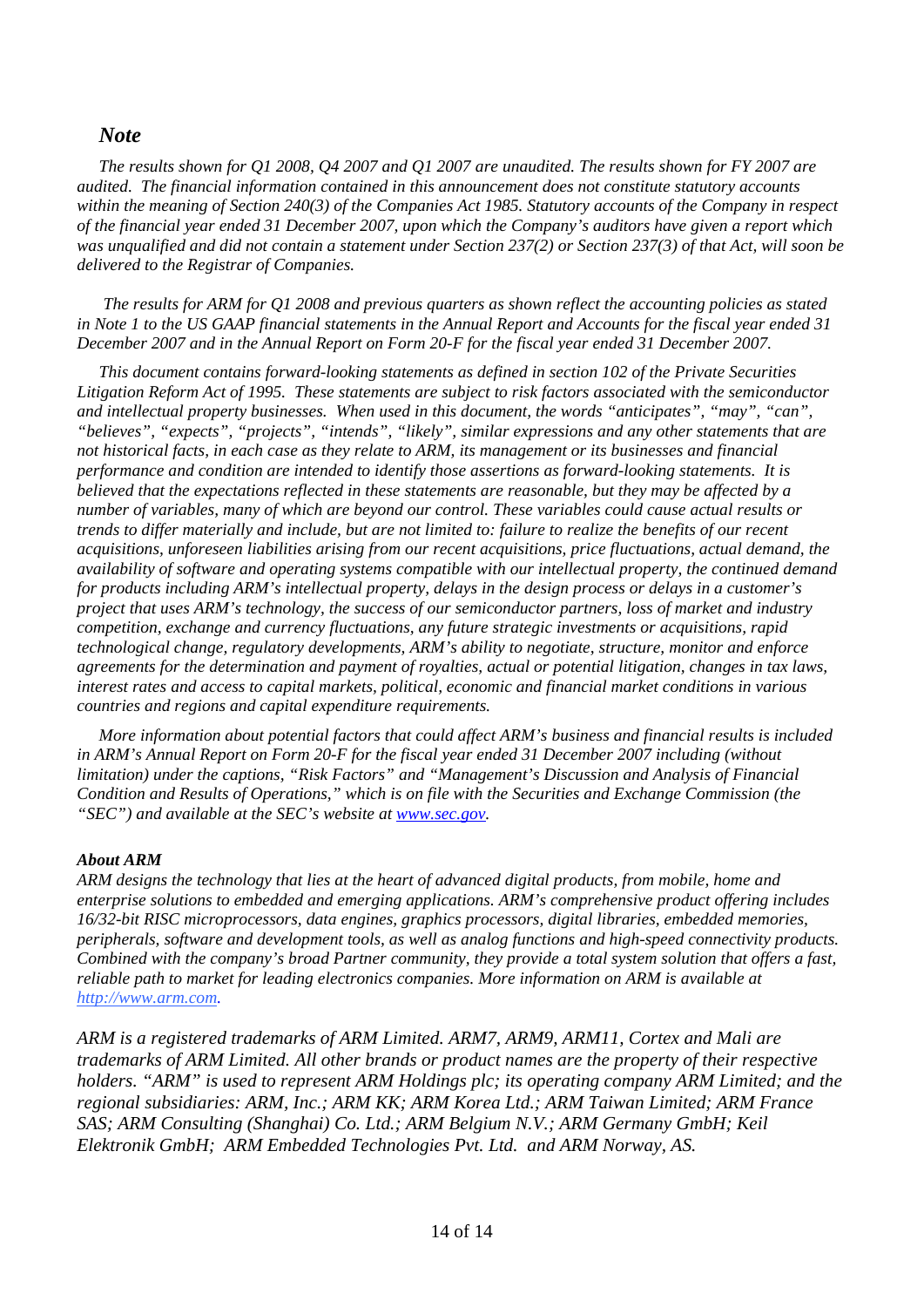### *Note*

*The results shown for Q1 2008, Q4 2007 and Q1 2007 are unaudited. The results shown for FY 2007 are audited. The financial information contained in this announcement does not constitute statutory accounts within the meaning of Section 240(3) of the Companies Act 1985. Statutory accounts of the Company in respect of the financial year ended 31 December 2007, upon which the Company's auditors have given a report which was unqualified and did not contain a statement under Section 237(2) or Section 237(3) of that Act, will soon be delivered to the Registrar of Companies.*

*The results for ARM for Q1 2008 and previous quarters as shown reflect the accounting policies as stated in Note 1 to the US GAAP financial statements in the Annual Report and Accounts for the fiscal year ended 31 December 2007 and in the Annual Report on Form 20-F for the fiscal year ended 31 December 2007.*

*This document contains forward-looking statements as defined in section 102 of the Private Securities Litigation Reform Act of 1995. These statements are subject to risk factors associated with the semiconductor and intellectual property businesses. When used in this document, the words "anticipates", "may", "can", "believes", "expects", "projects", "intends", "likely", similar expressions and any other statements that are not historical facts, in each case as they relate to ARM, its management or its businesses and financial performance and condition are intended to identify those assertions as forward-looking statements. It is believed that the expectations reflected in these statements are reasonable, but they may be affected by a number of variables, many of which are beyond our control. These variables could cause actual results or trends to differ materially and include, but are not limited to: failure to realize the benefits of our recent acquisitions, unforeseen liabilities arising from our recent acquisitions, price fluctuations, actual demand, the availability of software and operating systems compatible with our intellectual property, the continued demand for products including ARM's intellectual property, delays in the design process or delays in a customer's project that uses ARM's technology, the success of our semiconductor partners, loss of market and industry competition, exchange and currency fluctuations, any future strategic investments or acquisitions, rapid technological change, regulatory developments, ARM's ability to negotiate, structure, monitor and enforce agreements for the determination and payment of royalties, actual or potential litigation, changes in tax laws, interest rates and access to capital markets, political, economic and financial market conditions in various countries and regions and capital expenditure requirements.*

*More information about potential factors that could affect ARM's business and financial results is included in ARM's Annual Report on Form 20-F for the fiscal year ended 31 December 2007 including (without limitation) under the captions, "Risk Factors" and "Management's Discussion and Analysis of Financial Condition and Results of Operations," which is on file with the Securities and Exchange Commission (the "SEC") and available at the SEC's website at [www.sec.gov](http://www.sec.gov).*

***About ARM***

*ARM designs the technology that lies at the heart of advanced digital products, from mobile, home and enterprise solutions to embedded and emerging applications. ARM's comprehensive product offering includes 16/32-bit RISC microprocessors, data engines, graphics processors, digital libraries, embedded memories, peripherals, software and development tools, as well as analog functions and high-speed connectivity products. Combined with the company's broad Partner community, they provide a total system solution that offers a fast, reliable path to market for leading electronics companies. More information on ARM is available at [http://www.arm.com](http://www.arm.com).*

*ARM is a registered trademarks of ARM Limited. ARM7, ARM9, ARM11, Cortex and Mali are trademarks of ARM Limited. All other brands or product names are the property of their respective holders. "ARM" is used to represent ARM Holdings plc; its operating company ARM Limited; and the regional subsidiaries: ARM, Inc.; ARM KK; ARM Korea Ltd.; ARM Taiwan Limited; ARM France SAS; ARM Consulting (Shanghai) Co. Ltd.; ARM Belgium N.V.; ARM Germany GmbH; Keil Elektronik GmbH; ARM Embedded Technologies Pvt. Ltd. and ARM Norway, AS.*